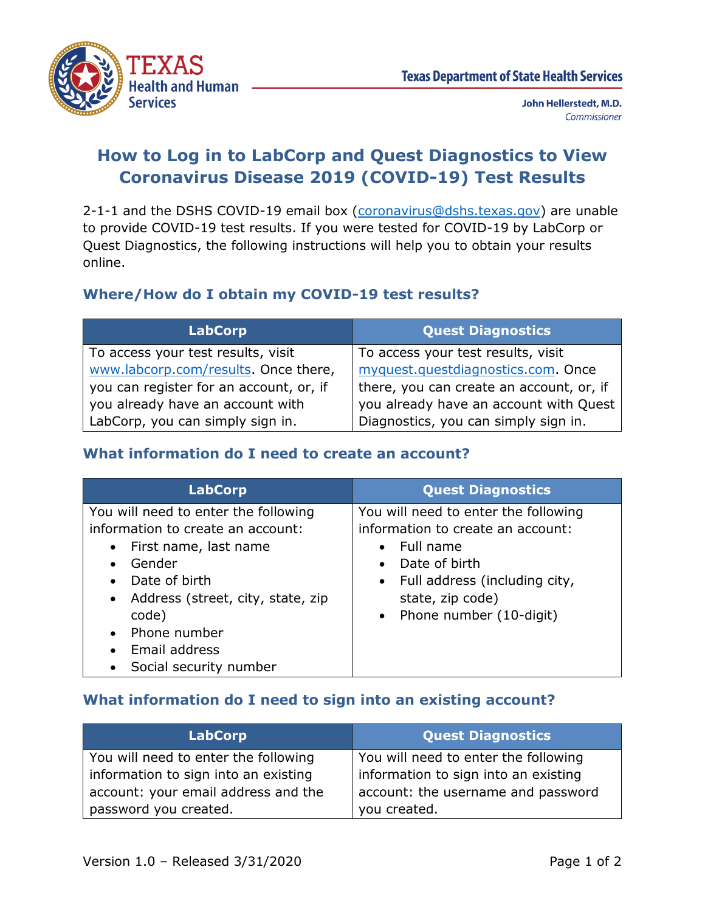TEXAS Health and Human Services

Texas Department of State Health Services

John Hellerstedt, M.D.
*Commissioner*

# How to Log in to LabCorp and Quest Diagnostics to View Coronavirus Disease 2019 (COVID-19) Test Results

2-1-1 and the DSHS COVID-19 email box (coronavirus@dshs.texas.gov) are unable to provide COVID-19 test results. If you were tested for COVID-19 by LabCorp or Quest Diagnostics, the following instructions will help you to obtain your results online.

## Where/How do I obtain my COVID-19 test results?

| LabCorp | Quest Diagnostics |
|---|---|
| To access your test results, visit www.labcorp.com/results. Once there, you can register for an account, or, if you already have an account with LabCorp, you can simply sign in. | To access your test results, visit myquest.questdiagnostics.com. Once there, you can create an account, or, if you already have an account with Quest Diagnostics, you can simply sign in. |

## What information do I need to create an account?

| LabCorp | Quest Diagnostics |
|---|---|
| You will need to enter the following information to create an account:<br>• First name, last name<br>• Gender<br>• Date of birth<br>• Address (street, city, state, zip code)<br>• Phone number<br>• Email address<br>• Social security number | You will need to enter the following information to create an account:<br>• Full name<br>• Date of birth<br>• Full address (including city, state, zip code)<br>• Phone number (10-digit) |

## What information do I need to sign into an existing account?

| LabCorp | Quest Diagnostics |
|---|---|
| You will need to enter the following information to sign into an existing account: your email address and the password you created. | You will need to enter the following information to sign into an existing account: the username and password you created. |

Version 1.0 – Released 3/31/2020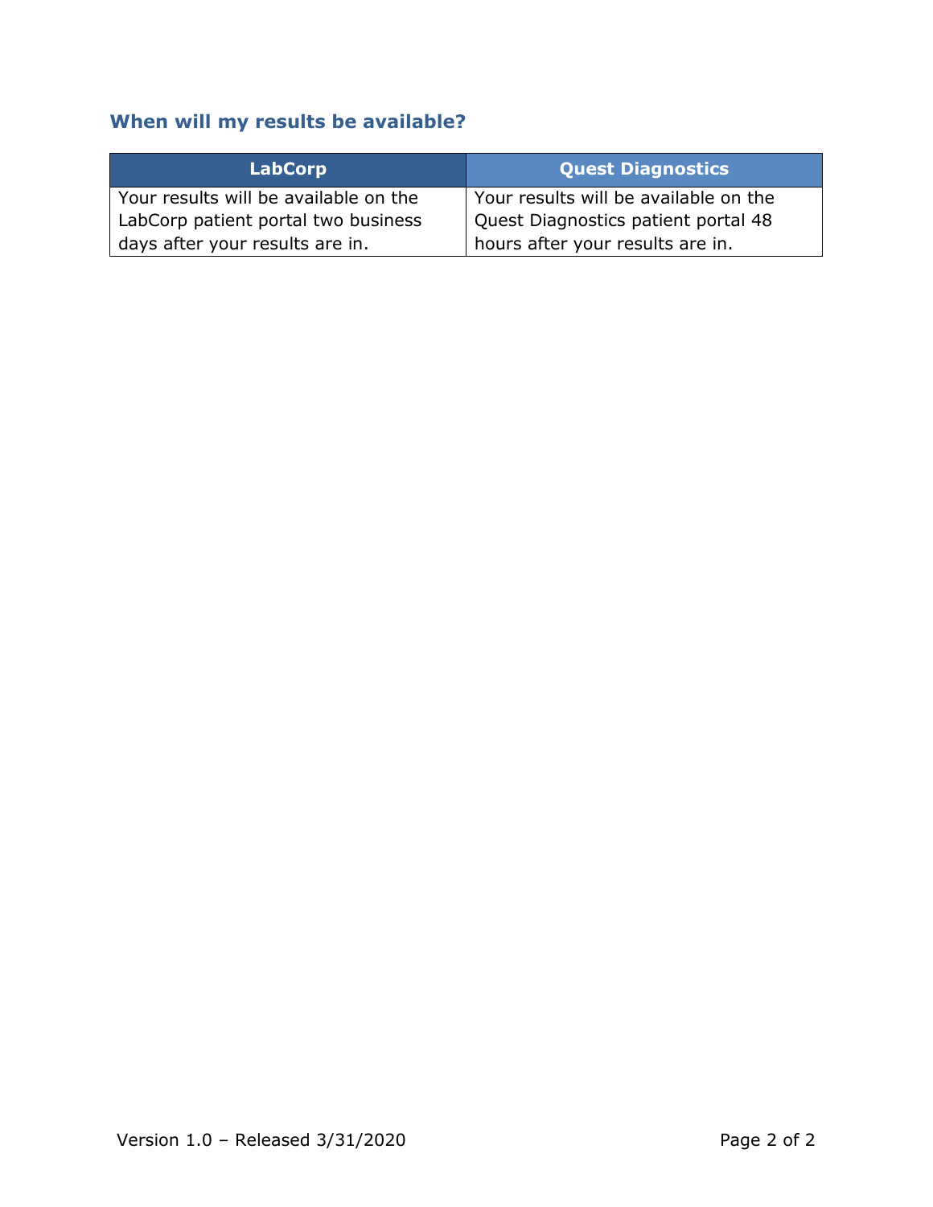## When will my results be available?

| LabCorp | Quest Diagnostics |
| --- | --- |
| Your results will be available on the LabCorp patient portal two business days after your results are in. | Your results will be available on the Quest Diagnostics patient portal 48 hours after your results are in. |

Version 1.0 – Released 3/31/2020